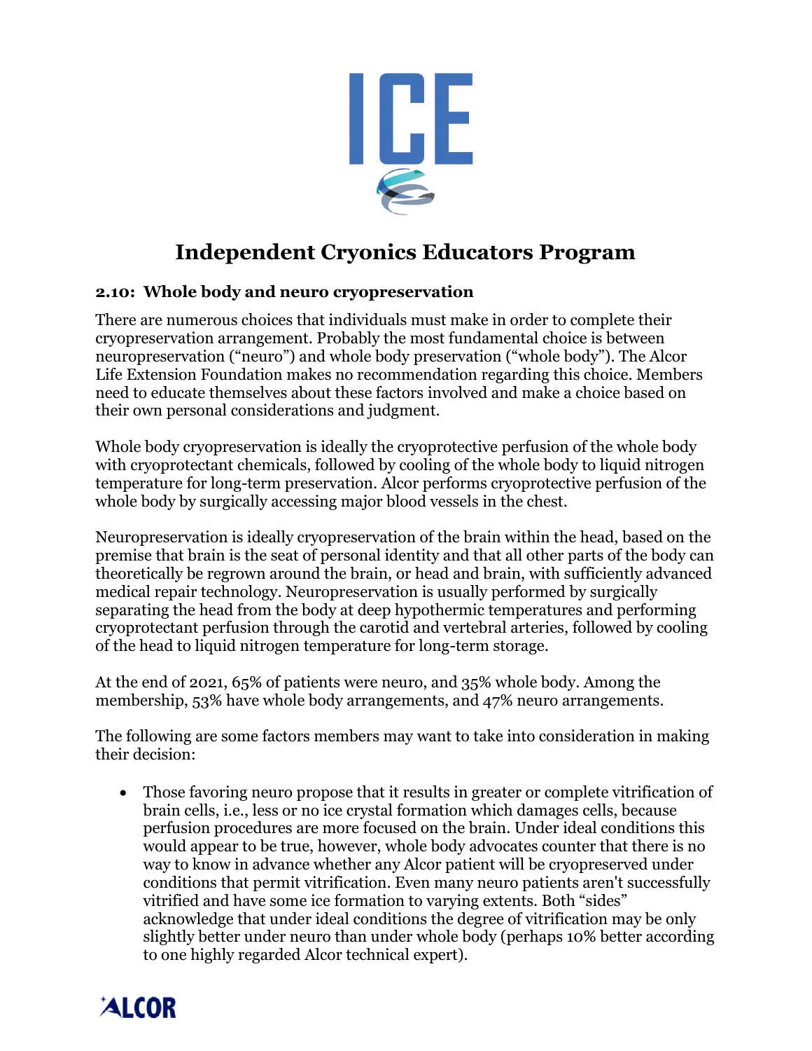# Independent Cryonics Educators Program

## 2.10: Whole body and neuro cryopreservation

There are numerous choices that individuals must make in order to complete their cryopreservation arrangement. Probably the most fundamental choice is between neuropreservation ("neuro") and whole body preservation ("whole body"). The Alcor Life Extension Foundation makes no recommendation regarding this choice. Members need to educate themselves about these factors involved and make a choice based on their own personal considerations and judgment.

Whole body cryopreservation is ideally the cryoprotective perfusion of the whole body with cryoprotectant chemicals, followed by cooling of the whole body to liquid nitrogen temperature for long-term preservation. Alcor performs cryoprotective perfusion of the whole body by surgically accessing major blood vessels in the chest.

Neuropreservation is ideally cryopreservation of the brain within the head, based on the premise that brain is the seat of personal identity and that all other parts of the body can theoretically be regrown around the brain, or head and brain, with sufficiently advanced medical repair technology. Neuropreservation is usually performed by surgically separating the head from the body at deep hypothermic temperatures and performing cryoprotectant perfusion through the carotid and vertebral arteries, followed by cooling of the head to liquid nitrogen temperature for long-term storage.

At the end of 2021, 65% of patients were neuro, and 35% whole body. Among the membership, 53% have whole body arrangements, and 47% neuro arrangements.

The following are some factors members may want to take into consideration in making their decision:

- Those favoring neuro propose that it results in greater or complete vitrification of brain cells, i.e., less or no ice crystal formation which damages cells, because perfusion procedures are more focused on the brain. Under ideal conditions this would appear to be true, however, whole body advocates counter that there is no way to know in advance whether any Alcor patient will be cryopreserved under conditions that permit vitrification. Even many neuro patients aren't successfully vitrified and have some ice formation to varying extents. Both "sides" acknowledge that under ideal conditions the degree of vitrification may be only slightly better under neuro than under whole body (perhaps 10% better according to one highly regarded Alcor technical expert).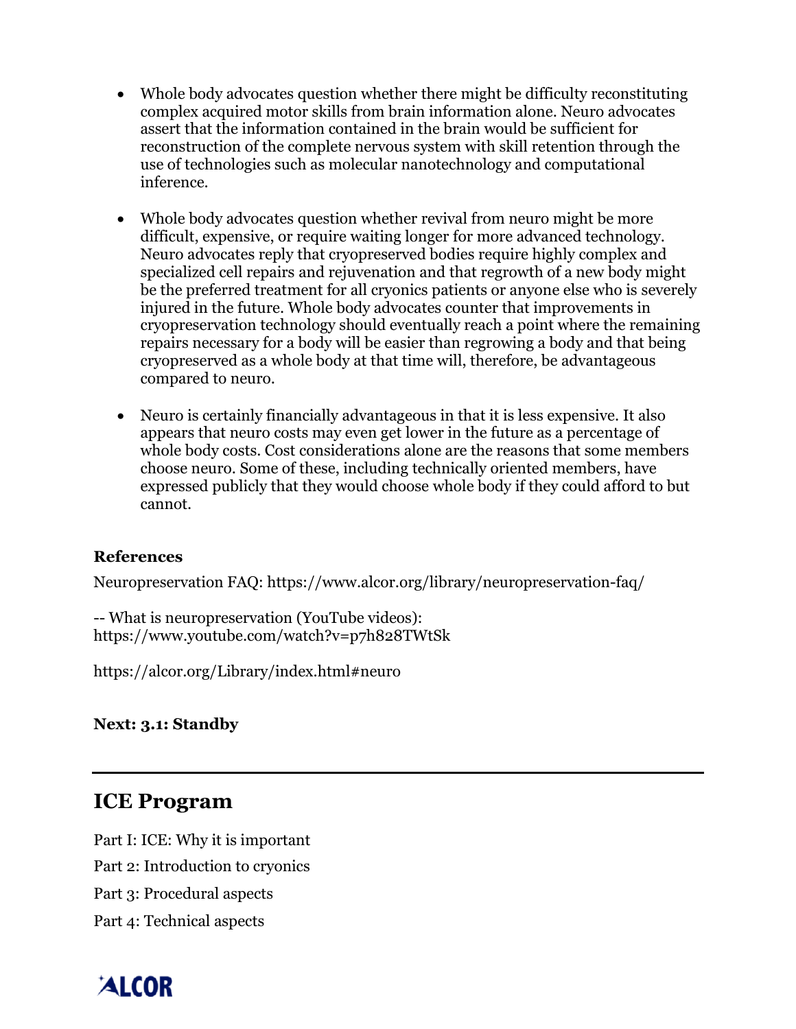- Whole body advocates question whether there might be difficulty reconstituting complex acquired motor skills from brain information alone. Neuro advocates assert that the information contained in the brain would be sufficient for reconstruction of the complete nervous system with skill retention through the use of technologies such as molecular nanotechnology and computational inference.

- Whole body advocates question whether revival from neuro might be more difficult, expensive, or require waiting longer for more advanced technology. Neuro advocates reply that cryopreserved bodies require highly complex and specialized cell repairs and rejuvenation and that regrowth of a new body might be the preferred treatment for all cryonics patients or anyone else who is severely injured in the future. Whole body advocates counter that improvements in cryopreservation technology should eventually reach a point where the remaining repairs necessary for a body will be easier than regrowing a body and that being cryopreserved as a whole body at that time will, therefore, be advantageous compared to neuro.

- Neuro is certainly financially advantageous in that it is less expensive. It also appears that neuro costs may even get lower in the future as a percentage of whole body costs. Cost considerations alone are the reasons that some members choose neuro. Some of these, including technically oriented members, have expressed publicly that they would choose whole body if they could afford to but cannot.

**References**

Neuropreservation FAQ: https://www.alcor.org/library/neuropreservation-faq/

-- What is neuropreservation (YouTube videos): https://www.youtube.com/watch?v=p7h828TWtSk

https://alcor.org/Library/index.html#neuro

**Next: 3.1: Standby**

---

## ICE Program

Part I: ICE: Why it is important

Part 2: Introduction to cryonics

Part 3: Procedural aspects

Part 4: Technical aspects

ALCOR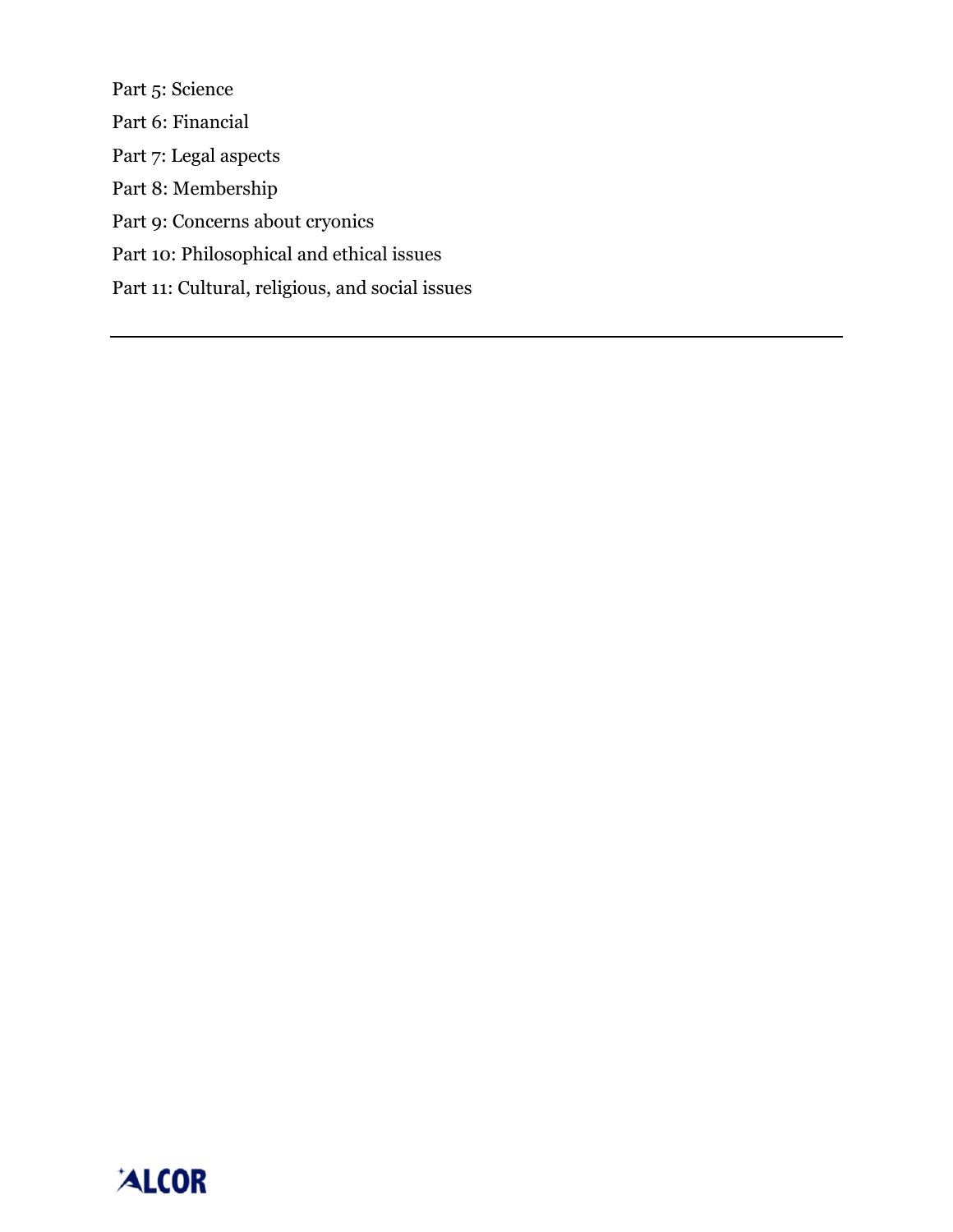Part 5: Science

Part 6: Financial

Part 7: Legal aspects

Part 8: Membership

Part 9: Concerns about cryonics

Part 10: Philosophical and ethical issues

Part 11: Cultural, religious, and social issues

---